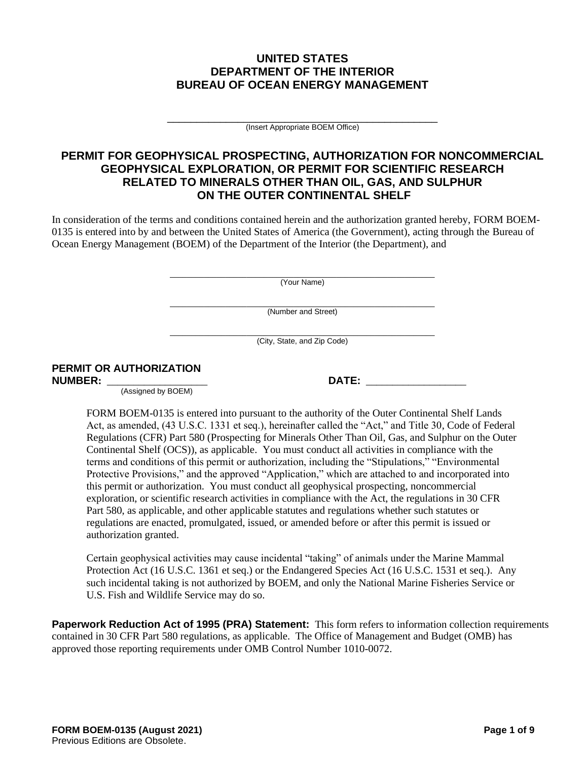# UNITED STATES
# DEPARTMENT OF THE INTERIOR
# BUREAU OF OCEAN ENERGY MANAGEMENT

\_\_\_\_\_\_\_\_\_\_\_\_\_\_\_\_\_\_\_\_\_\_\_\_\_\_\_\_\_\_\_\_\_\_\_\_\_\_\_\_\_\_\_\_

(Insert Appropriate BOEM Office)

## PERMIT FOR GEOPHYSICAL PROSPECTING, AUTHORIZATION FOR NONCOMMERCIAL GEOPHYSICAL EXPLORATION, OR PERMIT FOR SCIENTIFIC RESEARCH RELATED TO MINERALS OTHER THAN OIL, GAS, AND SULPHUR ON THE OUTER CONTINENTAL SHELF

In consideration of the terms and conditions contained herein and the authorization granted hereby, FORM BOEM-0135 is entered into by and between the United States of America (the Government), acting through the Bureau of Ocean Energy Management (BOEM) of the Department of the Interior (the Department), and

\_\_\_\_\_\_\_\_\_\_\_\_\_\_\_\_\_\_\_\_\_\_\_\_\_\_\_\_\_\_\_\_\_\_\_\_\_\_\_\_\_\_\_\_

(Your Name)

\_\_\_\_\_\_\_\_\_\_\_\_\_\_\_\_\_\_\_\_\_\_\_\_\_\_\_\_\_\_\_\_\_\_\_\_\_\_\_\_\_\_\_\_

(Number and Street)

\_\_\_\_\_\_\_\_\_\_\_\_\_\_\_\_\_\_\_\_\_\_\_\_\_\_\_\_\_\_\_\_\_\_\_\_\_\_\_\_\_\_\_\_

(City, State, and Zip Code)

**PERMIT OR AUTHORIZATION NUMBER:** \_\_\_\_\_\_\_\_\_\_\_\_\_\_\_\_\_\_ (Assigned by BOEM)

**DATE:** \_\_\_\_\_\_\_\_\_\_\_\_\_\_\_\_\_\_

FORM BOEM-0135 is entered into pursuant to the authority of the Outer Continental Shelf Lands Act, as amended, (43 U.S.C. 1331 et seq.), hereinafter called the "Act," and Title 30, Code of Federal Regulations (CFR) Part 580 (Prospecting for Minerals Other Than Oil, Gas, and Sulphur on the Outer Continental Shelf (OCS)), as applicable. You must conduct all activities in compliance with the terms and conditions of this permit or authorization, including the "Stipulations," "Environmental Protective Provisions," and the approved "Application," which are attached to and incorporated into this permit or authorization. You must conduct all geophysical prospecting, noncommercial exploration, or scientific research activities in compliance with the Act, the regulations in 30 CFR Part 580, as applicable, and other applicable statutes and regulations whether such statutes or regulations are enacted, promulgated, issued, or amended before or after this permit is issued or authorization granted.

Certain geophysical activities may cause incidental "taking" of animals under the Marine Mammal Protection Act (16 U.S.C. 1361 et seq.) or the Endangered Species Act (16 U.S.C. 1531 et seq.). Any such incidental taking is not authorized by BOEM, and only the National Marine Fisheries Service or U.S. Fish and Wildlife Service may do so.

**Paperwork Reduction Act of 1995 (PRA) Statement:** This form refers to information collection requirements contained in 30 CFR Part 580 regulations, as applicable. The Office of Management and Budget (OMB) has approved those reporting requirements under OMB Control Number 1010-0072.

**FORM BOEM-0135 (August 2021)**
Previous Editions are Obsolete.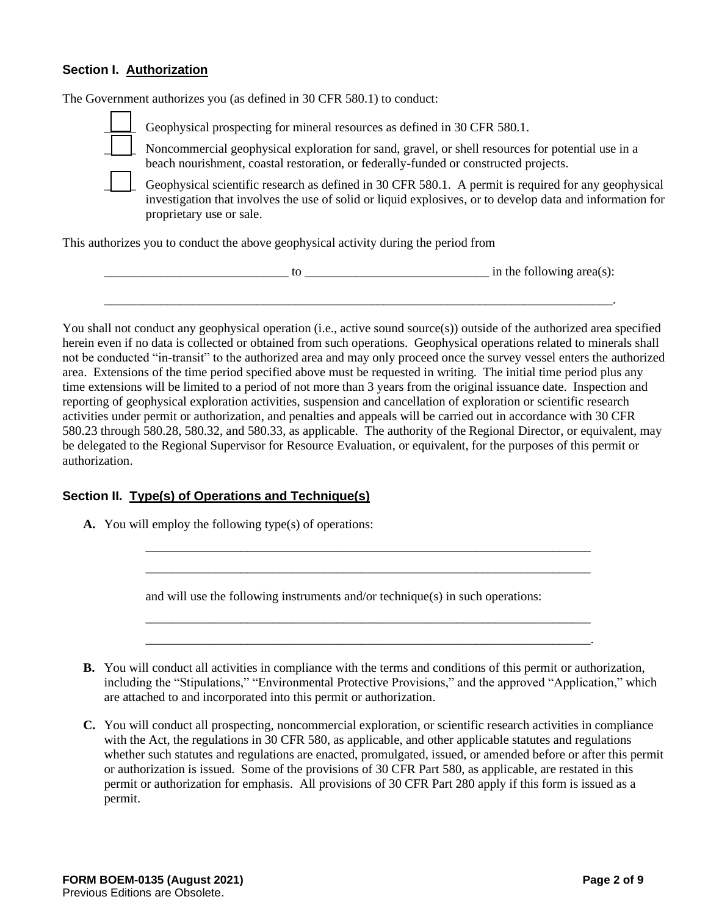### Section I. Authorization

The Government authorizes you (as defined in 30 CFR 580.1) to conduct:

- ☐ Geophysical prospecting for mineral resources as defined in 30 CFR 580.1.
- ☐ Noncommercial geophysical exploration for sand, gravel, or shell resources for potential use in a beach nourishment, coastal restoration, or federally-funded or constructed projects.
- ☐ Geophysical scientific research as defined in 30 CFR 580.1. A permit is required for any geophysical investigation that involves the use of solid or liquid explosives, or to develop data and information for proprietary use or sale.

This authorizes you to conduct the above geophysical activity during the period from

_____________________________ to _____________________________ in the following area(s):

_________________________________________________________________________________.

You shall not conduct any geophysical operation (i.e., active sound source(s)) outside of the authorized area specified herein even if no data is collected or obtained from such operations. Geophysical operations related to minerals shall not be conducted "in-transit" to the authorized area and may only proceed once the survey vessel enters the authorized area. Extensions of the time period specified above must be requested in writing. The initial time period plus any time extensions will be limited to a period of not more than 3 years from the original issuance date. Inspection and reporting of geophysical exploration activities, suspension and cancellation of exploration or scientific research activities under permit or authorization, and penalties and appeals will be carried out in accordance with 30 CFR 580.23 through 580.28, 580.32, and 580.33, as applicable. The authority of the Regional Director, or equivalent, may be delegated to the Regional Supervisor for Resource Evaluation, or equivalent, for the purposes of this permit or authorization.

### Section II. Type(s) of Operations and Technique(s)

**A.** You will employ the following type(s) of operations:

_________________________________________________________________________

_________________________________________________________________________

and will use the following instruments and/or technique(s) in such operations:

_________________________________________________________________________

_________________________________________________________________________.

**B.** You will conduct all activities in compliance with the terms and conditions of this permit or authorization, including the "Stipulations," "Environmental Protective Provisions," and the approved "Application," which are attached to and incorporated into this permit or authorization.

**C.** You will conduct all prospecting, noncommercial exploration, or scientific research activities in compliance with the Act, the regulations in 30 CFR 580, as applicable, and other applicable statutes and regulations whether such statutes and regulations are enacted, promulgated, issued, or amended before or after this permit or authorization is issued. Some of the provisions of 30 CFR Part 580, as applicable, are restated in this permit or authorization for emphasis. All provisions of 30 CFR Part 280 apply if this form is issued as a permit.

**FORM BOEM-0135 (August 2021)**
Previous Editions are Obsolete.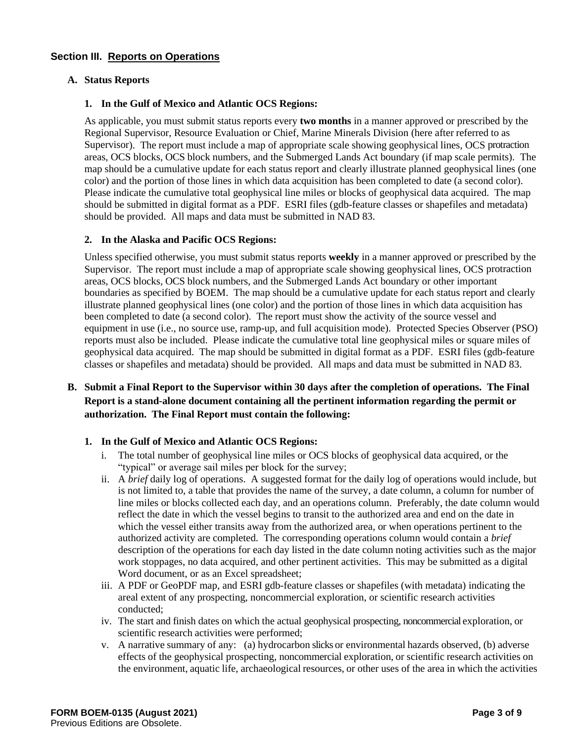## Section III. Reports on Operations

### A. Status Reports

#### 1. In the Gulf of Mexico and Atlantic OCS Regions:

As applicable, you must submit status reports every **two months** in a manner approved or prescribed by the Regional Supervisor, Resource Evaluation or Chief, Marine Minerals Division (here after referred to as Supervisor). The report must include a map of appropriate scale showing geophysical lines, OCS protraction areas, OCS blocks, OCS block numbers, and the Submerged Lands Act boundary (if map scale permits). The map should be a cumulative update for each status report and clearly illustrate planned geophysical lines (one color) and the portion of those lines in which data acquisition has been completed to date (a second color). Please indicate the cumulative total geophysical line miles or blocks of geophysical data acquired. The map should be submitted in digital format as a PDF. ESRI files (gdb-feature classes or shapefiles and metadata) should be provided. All maps and data must be submitted in NAD 83.

#### 2. In the Alaska and Pacific OCS Regions:

Unless specified otherwise, you must submit status reports **weekly** in a manner approved or prescribed by the Supervisor. The report must include a map of appropriate scale showing geophysical lines, OCS protraction areas, OCS blocks, OCS block numbers, and the Submerged Lands Act boundary or other important boundaries as specified by BOEM. The map should be a cumulative update for each status report and clearly illustrate planned geophysical lines (one color) and the portion of those lines in which data acquisition has been completed to date (a second color). The report must show the activity of the source vessel and equipment in use (i.e., no source use, ramp-up, and full acquisition mode). Protected Species Observer (PSO) reports must also be included. Please indicate the cumulative total line geophysical miles or square miles of geophysical data acquired. The map should be submitted in digital format as a PDF. ESRI files (gdb-feature classes or shapefiles and metadata) should be provided. All maps and data must be submitted in NAD 83.

### B. Submit a Final Report to the Supervisor within 30 days after the completion of operations. The Final Report is a stand-alone document containing all the pertinent information regarding the permit or authorization. The Final Report must contain the following:

#### 1. In the Gulf of Mexico and Atlantic OCS Regions:

i. The total number of geophysical line miles or OCS blocks of geophysical data acquired, or the "typical" or average sail miles per block for the survey;

ii. A *brief* daily log of operations. A suggested format for the daily log of operations would include, but is not limited to, a table that provides the name of the survey, a date column, a column for number of line miles or blocks collected each day, and an operations column. Preferably, the date column would reflect the date in which the vessel begins to transit to the authorized area and end on the date in which the vessel either transits away from the authorized area, or when operations pertinent to the authorized activity are completed. The corresponding operations column would contain a *brief* description of the operations for each day listed in the date column noting activities such as the major work stoppages, no data acquired, and other pertinent activities. This may be submitted as a digital Word document, or as an Excel spreadsheet;

iii. A PDF or GeoPDF map, and ESRI gdb-feature classes or shapefiles (with metadata) indicating the areal extent of any prospecting, noncommercial exploration, or scientific research activities conducted;

iv. The start and finish dates on which the actual geophysical prospecting, noncommercial exploration, or scientific research activities were performed;

v. A narrative summary of any: (a) hydrocarbon slicks or environmental hazards observed, (b) adverse effects of the geophysical prospecting, noncommercial exploration, or scientific research activities on the environment, aquatic life, archaeological resources, or other uses of the area in which the activities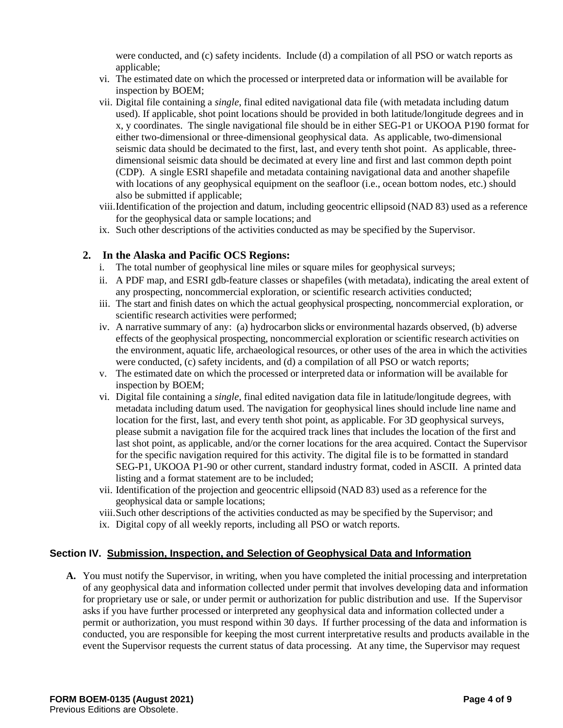were conducted, and (c) safety incidents. Include (d) a compilation of all PSO or watch reports as applicable;

vi. The estimated date on which the processed or interpreted data or information will be available for inspection by BOEM;

vii. Digital file containing a *single*, final edited navigational data file (with metadata including datum used). If applicable, shot point locations should be provided in both latitude/longitude degrees and in x, y coordinates. The single navigational file should be in either SEG-P1 or UKOOA P190 format for either two-dimensional or three-dimensional geophysical data. As applicable, two-dimensional seismic data should be decimated to the first, last, and every tenth shot point. As applicable, three-dimensional seismic data should be decimated at every line and first and last common depth point (CDP). A single ESRI shapefile and metadata containing navigational data and another shapefile with locations of any geophysical equipment on the seafloor (i.e., ocean bottom nodes, etc.) should also be submitted if applicable;

viii. Identification of the projection and datum, including geocentric ellipsoid (NAD 83) used as a reference for the geophysical data or sample locations; and

ix. Such other descriptions of the activities conducted as may be specified by the Supervisor.

### 2. In the Alaska and Pacific OCS Regions:

i. The total number of geophysical line miles or square miles for geophysical surveys;

ii. A PDF map, and ESRI gdb-feature classes or shapefiles (with metadata), indicating the areal extent of any prospecting, noncommercial exploration, or scientific research activities conducted;

iii. The start and finish dates on which the actual geophysical prospecting, noncommercial exploration, or scientific research activities were performed;

iv. A narrative summary of any: (a) hydrocarbon slicks or environmental hazards observed, (b) adverse effects of the geophysical prospecting, noncommercial exploration or scientific research activities on the environment, aquatic life, archaeological resources, or other uses of the area in which the activities were conducted, (c) safety incidents, and (d) a compilation of all PSO or watch reports;

v. The estimated date on which the processed or interpreted data or information will be available for inspection by BOEM;

vi. Digital file containing a *single*, final edited navigation data file in latitude/longitude degrees, with metadata including datum used. The navigation for geophysical lines should include line name and location for the first, last, and every tenth shot point, as applicable. For 3D geophysical surveys, please submit a navigation file for the acquired track lines that includes the location of the first and last shot point, as applicable, and/or the corner locations for the area acquired. Contact the Supervisor for the specific navigation required for this activity. The digital file is to be formatted in standard SEG-P1, UKOOA P1-90 or other current, standard industry format, coded in ASCII. A printed data listing and a format statement are to be included;

vii. Identification of the projection and geocentric ellipsoid (NAD 83) used as a reference for the geophysical data or sample locations;

viii. Such other descriptions of the activities conducted as may be specified by the Supervisor; and

ix. Digital copy of all weekly reports, including all PSO or watch reports.

## Section IV. Submission, Inspection, and Selection of Geophysical Data and Information

**A.** You must notify the Supervisor, in writing, when you have completed the initial processing and interpretation of any geophysical data and information collected under permit that involves developing data and information for proprietary use or sale, or under permit or authorization for public distribution and use. If the Supervisor asks if you have further processed or interpreted any geophysical data and information collected under a permit or authorization, you must respond within 30 days. If further processing of the data and information is conducted, you are responsible for keeping the most current interpretative results and products available in the event the Supervisor requests the current status of data processing. At any time, the Supervisor may request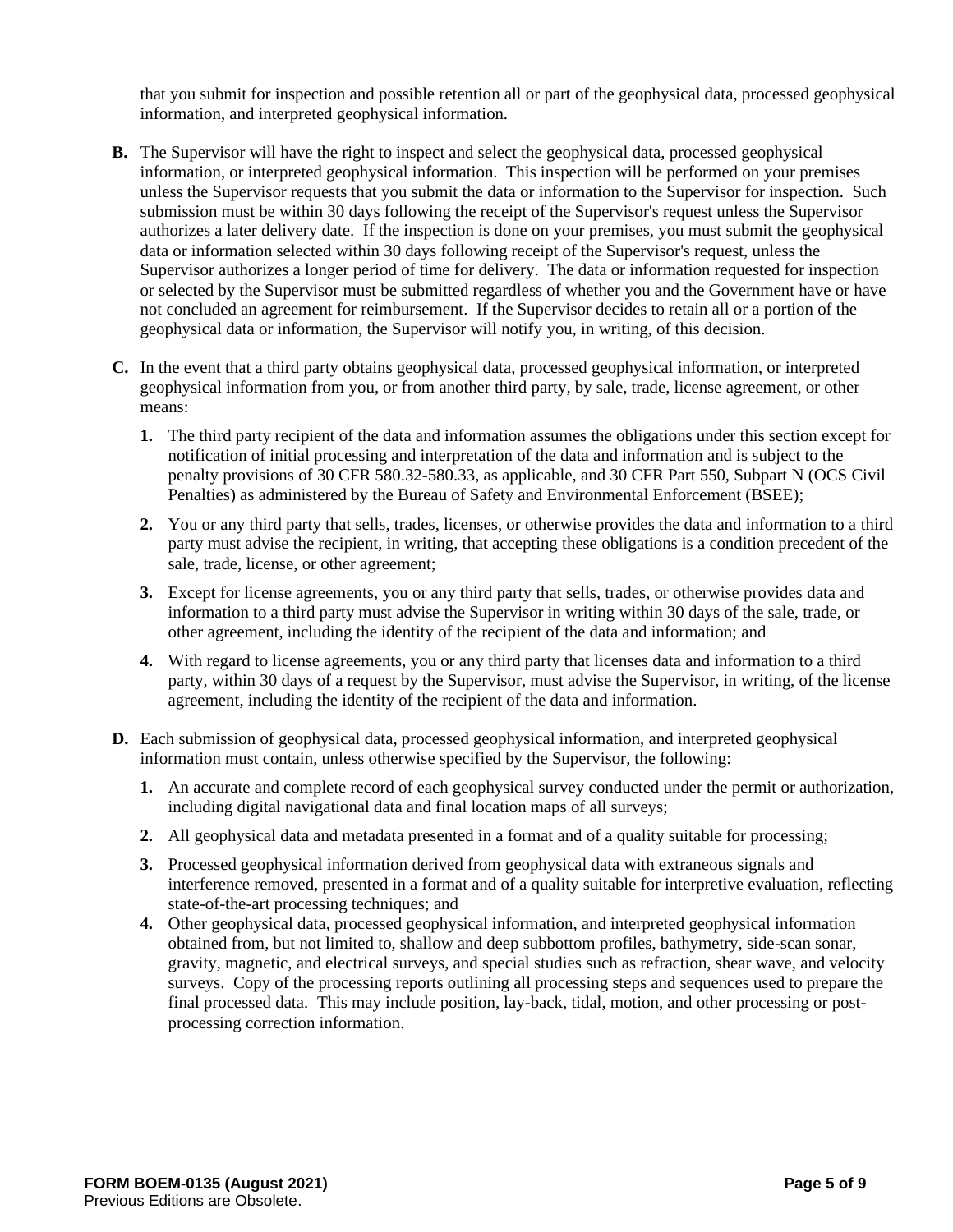that you submit for inspection and possible retention all or part of the geophysical data, processed geophysical information, and interpreted geophysical information.

**B.** The Supervisor will have the right to inspect and select the geophysical data, processed geophysical information, or interpreted geophysical information. This inspection will be performed on your premises unless the Supervisor requests that you submit the data or information to the Supervisor for inspection. Such submission must be within 30 days following the receipt of the Supervisor's request unless the Supervisor authorizes a later delivery date. If the inspection is done on your premises, you must submit the geophysical data or information selected within 30 days following receipt of the Supervisor's request, unless the Supervisor authorizes a longer period of time for delivery. The data or information requested for inspection or selected by the Supervisor must be submitted regardless of whether you and the Government have or have not concluded an agreement for reimbursement. If the Supervisor decides to retain all or a portion of the geophysical data or information, the Supervisor will notify you, in writing, of this decision.

**C.** In the event that a third party obtains geophysical data, processed geophysical information, or interpreted geophysical information from you, or from another third party, by sale, trade, license agreement, or other means:

1. The third party recipient of the data and information assumes the obligations under this section except for notification of initial processing and interpretation of the data and information and is subject to the penalty provisions of 30 CFR 580.32-580.33, as applicable, and 30 CFR Part 550, Subpart N (OCS Civil Penalties) as administered by the Bureau of Safety and Environmental Enforcement (BSEE);
2. You or any third party that sells, trades, licenses, or otherwise provides the data and information to a third party must advise the recipient, in writing, that accepting these obligations is a condition precedent of the sale, trade, license, or other agreement;
3. Except for license agreements, you or any third party that sells, trades, or otherwise provides data and information to a third party must advise the Supervisor in writing within 30 days of the sale, trade, or other agreement, including the identity of the recipient of the data and information; and
4. With regard to license agreements, you or any third party that licenses data and information to a third party, within 30 days of a request by the Supervisor, must advise the Supervisor, in writing, of the license agreement, including the identity of the recipient of the data and information.

**D.** Each submission of geophysical data, processed geophysical information, and interpreted geophysical information must contain, unless otherwise specified by the Supervisor, the following:

1. An accurate and complete record of each geophysical survey conducted under the permit or authorization, including digital navigational data and final location maps of all surveys;
2. All geophysical data and metadata presented in a format and of a quality suitable for processing;
3. Processed geophysical information derived from geophysical data with extraneous signals and interference removed, presented in a format and of a quality suitable for interpretive evaluation, reflecting state-of-the-art processing techniques; and
4. Other geophysical data, processed geophysical information, and interpreted geophysical information obtained from, but not limited to, shallow and deep subbottom profiles, bathymetry, side-scan sonar, gravity, magnetic, and electrical surveys, and special studies such as refraction, shear wave, and velocity surveys. Copy of the processing reports outlining all processing steps and sequences used to prepare the final processed data. This may include position, lay-back, tidal, motion, and other processing or post-processing correction information.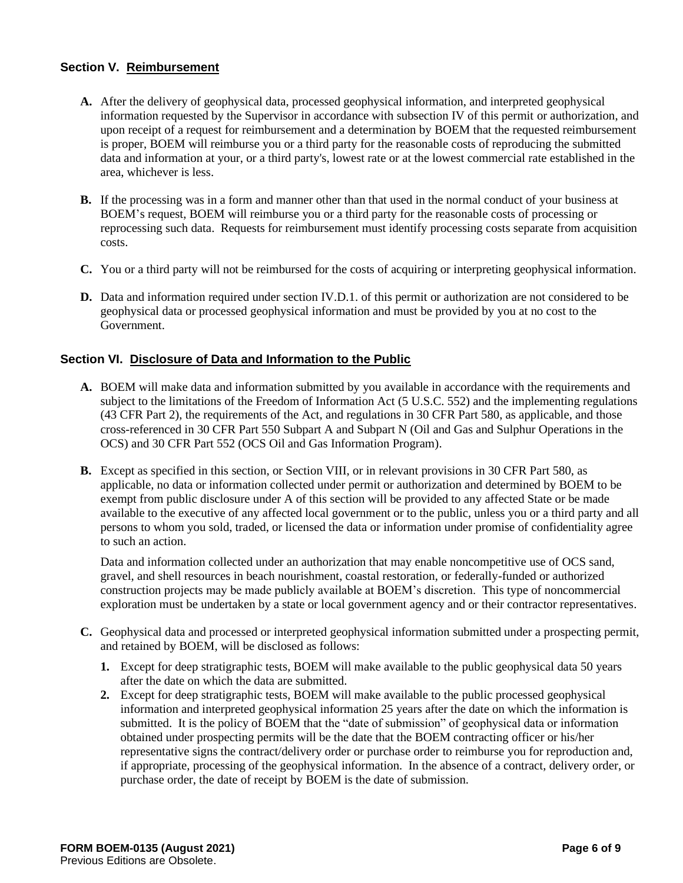## Section V. Reimbursement

**A.** After the delivery of geophysical data, processed geophysical information, and interpreted geophysical information requested by the Supervisor in accordance with subsection IV of this permit or authorization, and upon receipt of a request for reimbursement and a determination by BOEM that the requested reimbursement is proper, BOEM will reimburse you or a third party for the reasonable costs of reproducing the submitted data and information at your, or a third party's, lowest rate or at the lowest commercial rate established in the area, whichever is less.

**B.** If the processing was in a form and manner other than that used in the normal conduct of your business at BOEM's request, BOEM will reimburse you or a third party for the reasonable costs of processing or reprocessing such data. Requests for reimbursement must identify processing costs separate from acquisition costs.

**C.** You or a third party will not be reimbursed for the costs of acquiring or interpreting geophysical information.

**D.** Data and information required under section IV.D.1. of this permit or authorization are not considered to be geophysical data or processed geophysical information and must be provided by you at no cost to the Government.

## Section VI. Disclosure of Data and Information to the Public

**A.** BOEM will make data and information submitted by you available in accordance with the requirements and subject to the limitations of the Freedom of Information Act (5 U.S.C. 552) and the implementing regulations (43 CFR Part 2), the requirements of the Act, and regulations in 30 CFR Part 580, as applicable, and those cross-referenced in 30 CFR Part 550 Subpart A and Subpart N (Oil and Gas and Sulphur Operations in the OCS) and 30 CFR Part 552 (OCS Oil and Gas Information Program).

**B.** Except as specified in this section, or Section VIII, or in relevant provisions in 30 CFR Part 580, as applicable, no data or information collected under permit or authorization and determined by BOEM to be exempt from public disclosure under A of this section will be provided to any affected State or be made available to the executive of any affected local government or to the public, unless you or a third party and all persons to whom you sold, traded, or licensed the data or information under promise of confidentiality agree to such an action.

Data and information collected under an authorization that may enable noncompetitive use of OCS sand, gravel, and shell resources in beach nourishment, coastal restoration, or federally-funded or authorized construction projects may be made publicly available at BOEM's discretion. This type of noncommercial exploration must be undertaken by a state or local government agency and or their contractor representatives.

**C.** Geophysical data and processed or interpreted geophysical information submitted under a prospecting permit, and retained by BOEM, will be disclosed as follows:

1. Except for deep stratigraphic tests, BOEM will make available to the public geophysical data 50 years after the date on which the data are submitted.
2. Except for deep stratigraphic tests, BOEM will make available to the public processed geophysical information and interpreted geophysical information 25 years after the date on which the information is submitted. It is the policy of BOEM that the "date of submission" of geophysical data or information obtained under prospecting permits will be the date that the BOEM contracting officer or his/her representative signs the contract/delivery order or purchase order to reimburse you for reproduction and, if appropriate, processing of the geophysical information. In the absence of a contract, delivery order, or purchase order, the date of receipt by BOEM is the date of submission.

FORM BOEM-0135 (August 2021)
Previous Editions are Obsolete.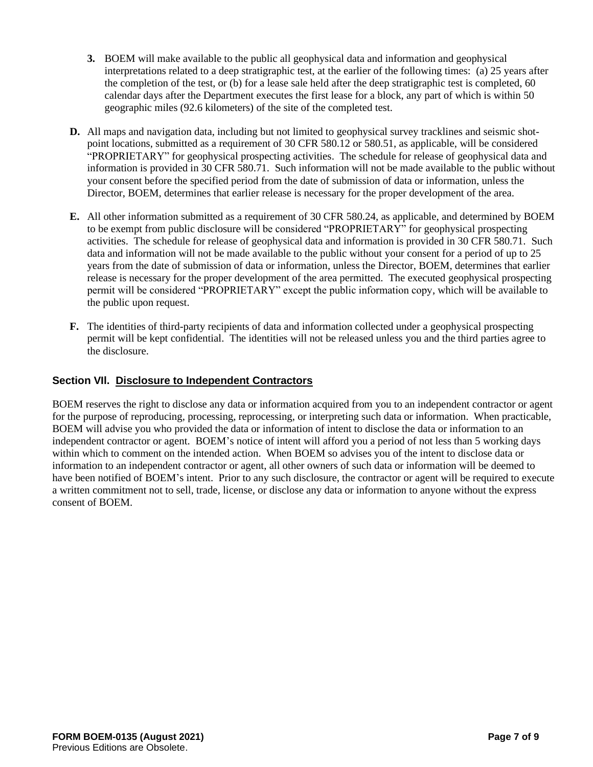3. BOEM will make available to the public all geophysical data and information and geophysical interpretations related to a deep stratigraphic test, at the earlier of the following times: (a) 25 years after the completion of the test, or (b) for a lease sale held after the deep stratigraphic test is completed, 60 calendar days after the Department executes the first lease for a block, any part of which is within 50 geographic miles (92.6 kilometers) of the site of the completed test.

**D.** All maps and navigation data, including but not limited to geophysical survey tracklines and seismic shot-point locations, submitted as a requirement of 30 CFR 580.12 or 580.51, as applicable, will be considered "PROPRIETARY" for geophysical prospecting activities. The schedule for release of geophysical data and information is provided in 30 CFR 580.71. Such information will not be made available to the public without your consent before the specified period from the date of submission of data or information, unless the Director, BOEM, determines that earlier release is necessary for the proper development of the area.

**E.** All other information submitted as a requirement of 30 CFR 580.24, as applicable, and determined by BOEM to be exempt from public disclosure will be considered "PROPRIETARY" for geophysical prospecting activities. The schedule for release of geophysical data and information is provided in 30 CFR 580.71. Such data and information will not be made available to the public without your consent for a period of up to 25 years from the date of submission of data or information, unless the Director, BOEM, determines that earlier release is necessary for the proper development of the area permitted. The executed geophysical prospecting permit will be considered "PROPRIETARY" except the public information copy, which will be available to the public upon request.

**F.** The identities of third-party recipients of data and information collected under a geophysical prospecting permit will be kept confidential. The identities will not be released unless you and the third parties agree to the disclosure.

## Section VII. Disclosure to Independent Contractors

BOEM reserves the right to disclose any data or information acquired from you to an independent contractor or agent for the purpose of reproducing, processing, reprocessing, or interpreting such data or information. When practicable, BOEM will advise you who provided the data or information of intent to disclose the data or information to an independent contractor or agent. BOEM's notice of intent will afford you a period of not less than 5 working days within which to comment on the intended action. When BOEM so advises you of the intent to disclose data or information to an independent contractor or agent, all other owners of such data or information will be deemed to have been notified of BOEM's intent. Prior to any such disclosure, the contractor or agent will be required to execute a written commitment not to sell, trade, license, or disclose any data or information to anyone without the express consent of BOEM.

**FORM BOEM-0135 (August 2021)**
Previous Editions are Obsolete.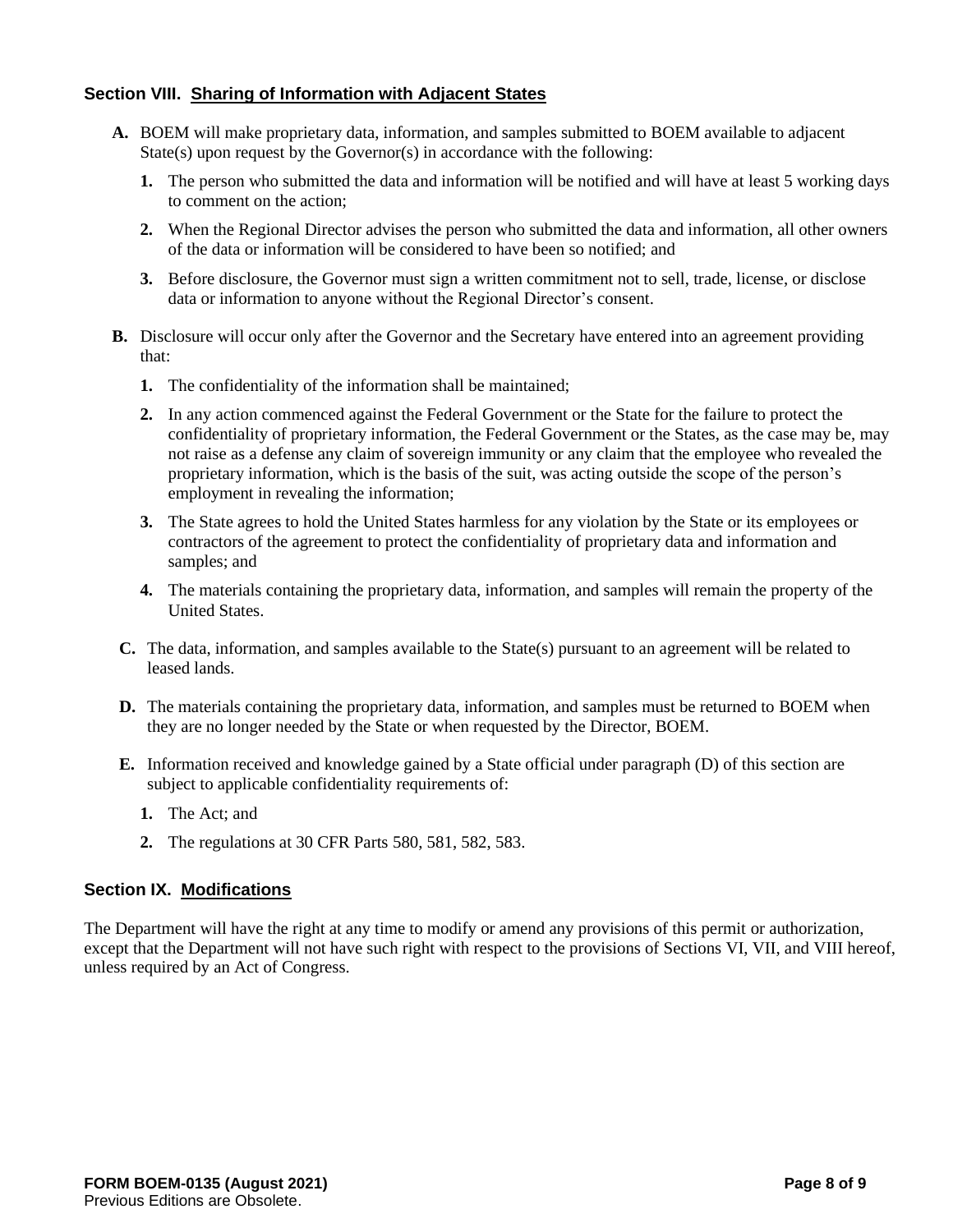## Section VIII. Sharing of Information with Adjacent States

**A.** BOEM will make proprietary data, information, and samples submitted to BOEM available to adjacent State(s) upon request by the Governor(s) in accordance with the following:

**1.** The person who submitted the data and information will be notified and will have at least 5 working days to comment on the action;

**2.** When the Regional Director advises the person who submitted the data and information, all other owners of the data or information will be considered to have been so notified; and

**3.** Before disclosure, the Governor must sign a written commitment not to sell, trade, license, or disclose data or information to anyone without the Regional Director's consent.

**B.** Disclosure will occur only after the Governor and the Secretary have entered into an agreement providing that:

**1.** The confidentiality of the information shall be maintained;

**2.** In any action commenced against the Federal Government or the State for the failure to protect the confidentiality of proprietary information, the Federal Government or the States, as the case may be, may not raise as a defense any claim of sovereign immunity or any claim that the employee who revealed the proprietary information, which is the basis of the suit, was acting outside the scope of the person's employment in revealing the information;

**3.** The State agrees to hold the United States harmless for any violation by the State or its employees or contractors of the agreement to protect the confidentiality of proprietary data and information and samples; and

**4.** The materials containing the proprietary data, information, and samples will remain the property of the United States.

**C.** The data, information, and samples available to the State(s) pursuant to an agreement will be related to leased lands.

**D.** The materials containing the proprietary data, information, and samples must be returned to BOEM when they are no longer needed by the State or when requested by the Director, BOEM.

**E.** Information received and knowledge gained by a State official under paragraph (D) of this section are subject to applicable confidentiality requirements of:

**1.** The Act; and

**2.** The regulations at 30 CFR Parts 580, 581, 582, 583.

## Section IX. Modifications

The Department will have the right at any time to modify or amend any provisions of this permit or authorization, except that the Department will not have such right with respect to the provisions of Sections VI, VII, and VIII hereof, unless required by an Act of Congress.

**FORM BOEM-0135 (August 2021)**
Previous Editions are Obsolete.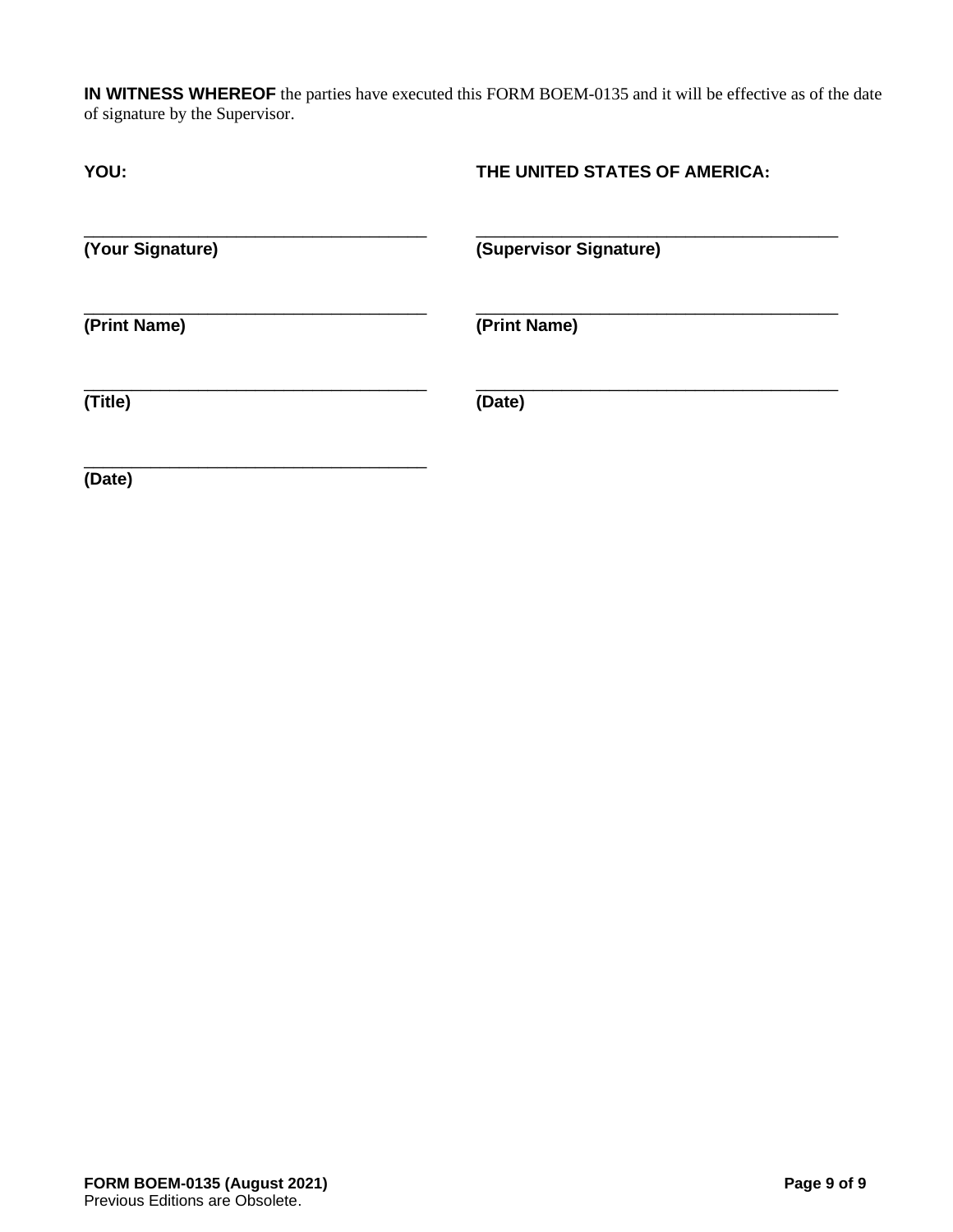**IN WITNESS WHEREOF** the parties have executed this FORM BOEM-0135 and it will be effective as of the date of signature by the Supervisor.

| **YOU:** | **THE UNITED STATES OF AMERICA:** |
| --- | --- |
| ______________________________ | ______________________________ |
| **(Your Signature)** | **(Supervisor Signature)** |
| ______________________________ | ______________________________ |
| **(Print Name)** | **(Print Name)** |
| ______________________________ | ______________________________ |
| **(Title)** | **(Date)** |
| ______________________________ | |
| **(Date)** | |

**FORM BOEM-0135 (August 2021)**
Previous Editions are Obsolete.